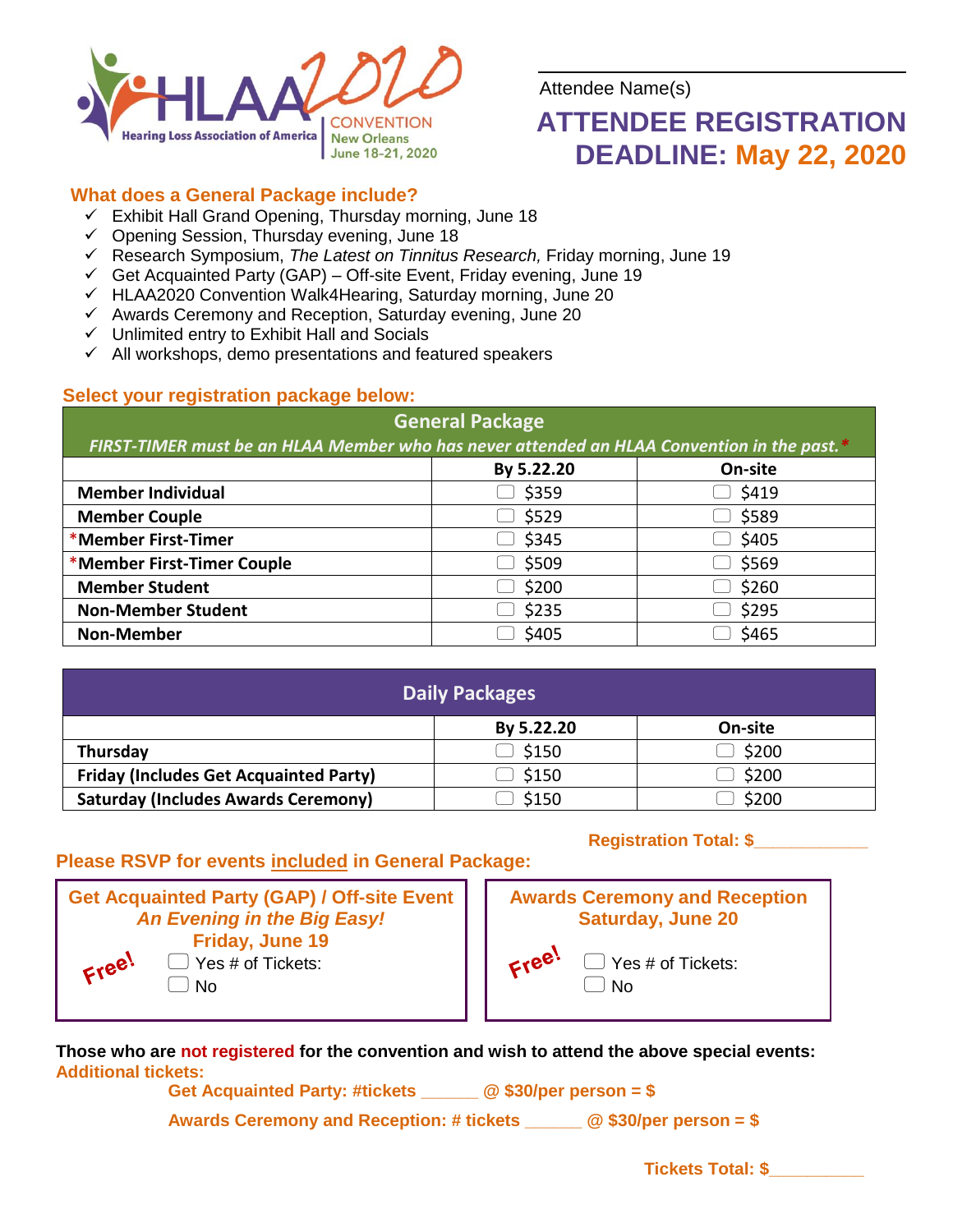HLAA2020 CONVENTION
Hearing Loss Association of America
New Orleans
June 18-21, 2020

Attendee Name(s) ____________________

# ATTENDEE REGISTRATION DEADLINE: May 22, 2020

## What does a General Package include?

- ✓ Exhibit Hall Grand Opening, Thursday morning, June 18
- ✓ Opening Session, Thursday evening, June 18
- ✓ Research Symposium, *The Latest on Tinnitus Research,* Friday morning, June 19
- ✓ Get Acquainted Party (GAP) – Off-site Event, Friday evening, June 19
- ✓ HLAA2020 Convention Walk4Hearing, Saturday morning, June 20
- ✓ Awards Ceremony and Reception, Saturday evening, June 20
- ✓ Unlimited entry to Exhibit Hall and Socials
- ✓ All workshops, demo presentations and featured speakers

## Select your registration package below:

**General Package**

*FIRST-TIMER must be an HLAA Member who has never attended an HLAA Convention in the past.**

| | By 5.22.20 | On-site |
|---|---|---|
| **Member Individual** | ☐ $359 | ☐ $419 |
| **Member Couple** | ☐ $529 | ☐ $589 |
| ***Member First-Timer** | ☐ $345 | ☐ $405 |
| ***Member First-Timer Couple** | ☐ $509 | ☐ $569 |
| **Member Student** | ☐ $200 | ☐ $260 |
| **Non-Member Student** | ☐ $235 | ☐ $295 |
| **Non-Member** | ☐ $405 | ☐ $465 |

**Daily Packages**

| | By 5.22.20 | On-site |
|---|---|---|
| **Thursday** | ☐ $150 | ☐ $200 |
| **Friday (Includes Get Acquainted Party)** | ☐ $150 | ☐ $200 |
| **Saturday (Includes Awards Ceremony)** | ☐ $150 | ☐ $200 |

**Registration Total: $____________**

## Please RSVP for events included in General Package:

**Get Acquainted Party (GAP) / Off-site Event**
***An Evening in the Big Easy!***
**Friday, June 19**

Free!
☐ Yes # of Tickets:
☐ No

**Awards Ceremony and Reception**
**Saturday, June 20**

Free!
☐ Yes # of Tickets:
☐ No

**Those who are not registered for the convention and wish to attend the above special events:**

**Additional tickets:**

**Get Acquainted Party: #tickets ______ @ $30/per person = $**

**Awards Ceremony and Reception: # tickets ______ @ $30/per person = $**

**Tickets Total: $__________**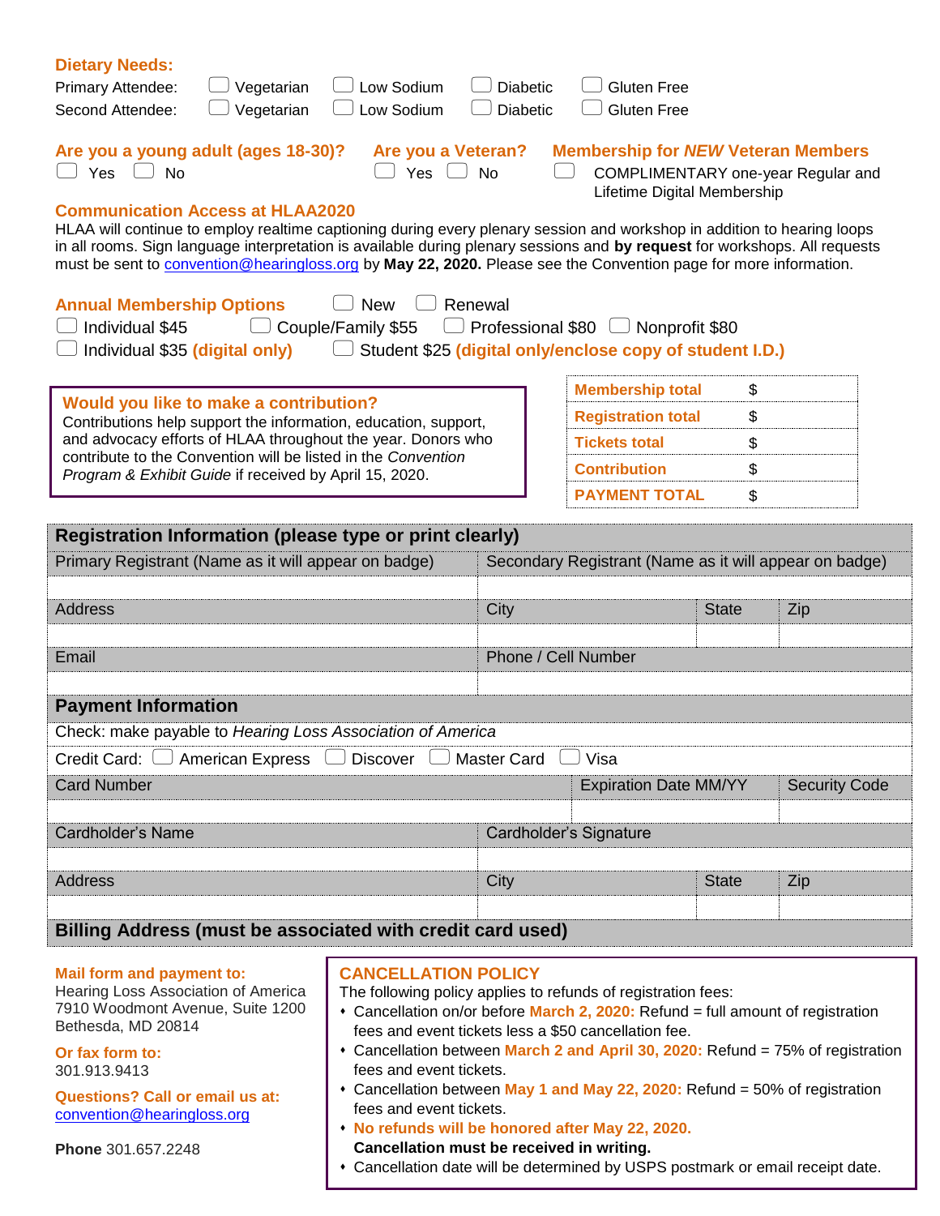**Dietary Needs:**

Primary Attendee: ☐ Vegetarian ☐ Low Sodium ☐ Diabetic ☐ Gluten Free

Second Attendee: ☐ Vegetarian ☐ Low Sodium ☐ Diabetic ☐ Gluten Free

**Are you a young adult (ages 18-30)?** ☐ Yes ☐ No

**Are you a Veteran?** ☐ Yes ☐ No

**Membership for *NEW* Veteran Members**

☐ COMPLIMENTARY one-year Regular and Lifetime Digital Membership

**Communication Access at HLAA2020**

HLAA will continue to employ realtime captioning during every plenary session and workshop in addition to hearing loops in all rooms. Sign language interpretation is available during plenary sessions and **by request** for workshops. All requests must be sent to convention@hearingloss.org by **May 22, 2020.** Please see the Convention page for more information.

**Annual Membership Options** ☐ New ☐ Renewal

☐ Individual $45 ☐ Couple/Family $55 ☐ Professional $80 ☐ Nonprofit $80

☐ Individual $35 **(digital only)** ☐ Student $25 **(digital only/enclose copy of student I.D.)**

**Would you like to make a contribution?**

Contributions help support the information, education, support, and advocacy efforts of HLAA throughout the year. Donors who contribute to the Convention will be listed in the *Convention Program & Exhibit Guide* if received by April 15, 2020.

| | |
|---|---|
| **Membership total** | $ |
| **Registration total** | $ |
| **Tickets total** | $ |
| **Contribution** | $ |
| **PAYMENT TOTAL** | $ |

**Registration Information (please type or print clearly)**

| Primary Registrant (Name as it will appear on badge) | Secondary Registrant (Name as it will appear on badge) | | |
|---|---|---|---|
| | | | |
| Address | City | State | Zip |
| | | | |
| Email | Phone / Cell Number | | |
| | | | |

**Payment Information**

Check: make payable to *Hearing Loss Association of America*

Credit Card: ☐ American Express ☐ Discover ☐ Master Card ☐ Visa

| Card Number | Expiration Date MM/YY | Security Code |
|---|---|---|
| | | |

| Cardholder's Name | Cardholder's Signature | | |
|---|---|---|---|
| | | | |
| Address | City | State | Zip |
| | | | |

**Billing Address (must be associated with credit card used)**

**Mail form and payment to:**
Hearing Loss Association of America
7910 Woodmont Avenue, Suite 1200
Bethesda, MD 20814

**Or fax form to:**
301.913.9413

**Questions? Call or email us at:**
convention@hearingloss.org

**Phone** 301.657.2248

**CANCELLATION POLICY**

The following policy applies to refunds of registration fees:

- Cancellation on/or before **March 2, 2020:** Refund = full amount of registration fees and event tickets less a $50 cancellation fee.
- Cancellation between **March 2 and April 30, 2020:** Refund = 75% of registration fees and event tickets.
- Cancellation between **May 1 and May 22, 2020:** Refund = 50% of registration fees and event tickets.
- **No refunds will be honored after May 22, 2020. Cancellation must be received in writing.**
- Cancellation date will be determined by USPS postmark or email receipt date.